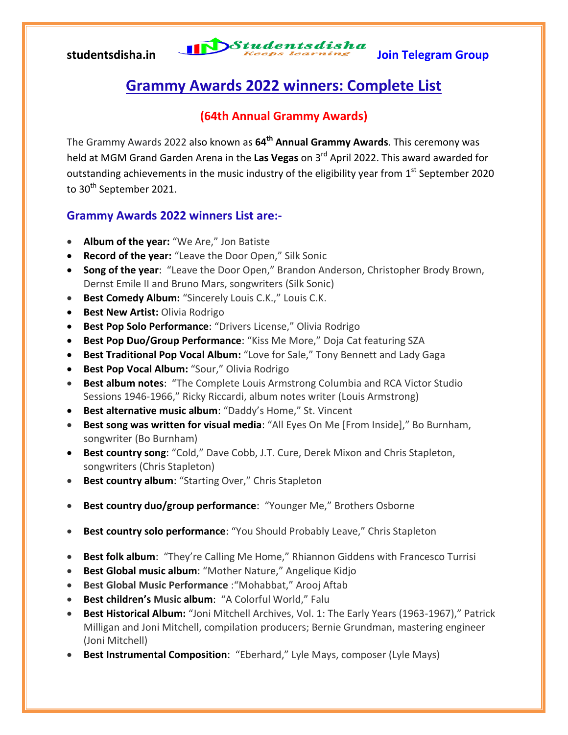# Grammy Awards 2022 winners: Complete List

## (64th Annual Grammy Awards)

The Grammy Awards 2022 also known as **64th Annual Grammy Awards**. This ceremony was held at MGM Grand Garden Arena in the **Las Vegas** on 3rd April 2022. This award awarded for outstanding achievements in the music industry of the eligibility year from 1st September 2020 to 30th September 2021.

### Grammy Awards 2022 winners List are:-

- **Album of the year:** "We Are," Jon Batiste
- **Record of the year:** "Leave the Door Open," Silk Sonic
- **Song of the year**: "Leave the Door Open," Brandon Anderson, Christopher Brody Brown, Dernst Emile II and Bruno Mars, songwriters (Silk Sonic)
- **Best Comedy Album:** "Sincerely Louis C.K.," Louis C.K.
- **Best New Artist:** Olivia Rodrigo
- **Best Pop Solo Performance**: "Drivers License," Olivia Rodrigo
- **Best Pop Duo/Group Performance**: "Kiss Me More," Doja Cat featuring SZA
- **Best Traditional Pop Vocal Album:** "Love for Sale," Tony Bennett and Lady Gaga
- **Best Pop Vocal Album:** "Sour," Olivia Rodrigo
- **Best album notes**: "The Complete Louis Armstrong Columbia and RCA Victor Studio Sessions 1946-1966," Ricky Riccardi, album notes writer (Louis Armstrong)
- **Best alternative music album**: "Daddy's Home," St. Vincent
- **Best song was written for visual media**: "All Eyes On Me [From Inside]," Bo Burnham, songwriter (Bo Burnham)
- **Best country song**: "Cold," Dave Cobb, J.T. Cure, Derek Mixon and Chris Stapleton, songwriters (Chris Stapleton)
- **Best country album**: "Starting Over," Chris Stapleton
- **Best country duo/group performance**: "Younger Me," Brothers Osborne
- **Best country solo performance**: "You Should Probably Leave," Chris Stapleton
- **Best folk album**: "They're Calling Me Home," Rhiannon Giddens with Francesco Turrisi
- **Best Global music album**: "Mother Nature," Angelique Kidjo
- **Best Global Music Performance** :"Mohabbat," Arooj Aftab
- **Best children's Music album**: "A Colorful World," Falu
- **Best Historical Album:** "Joni Mitchell Archives, Vol. 1: The Early Years (1963-1967)," Patrick Milligan and Joni Mitchell, compilation producers; Bernie Grundman, mastering engineer (Joni Mitchell)
- **Best Instrumental Composition**: "Eberhard," Lyle Mays, composer (Lyle Mays)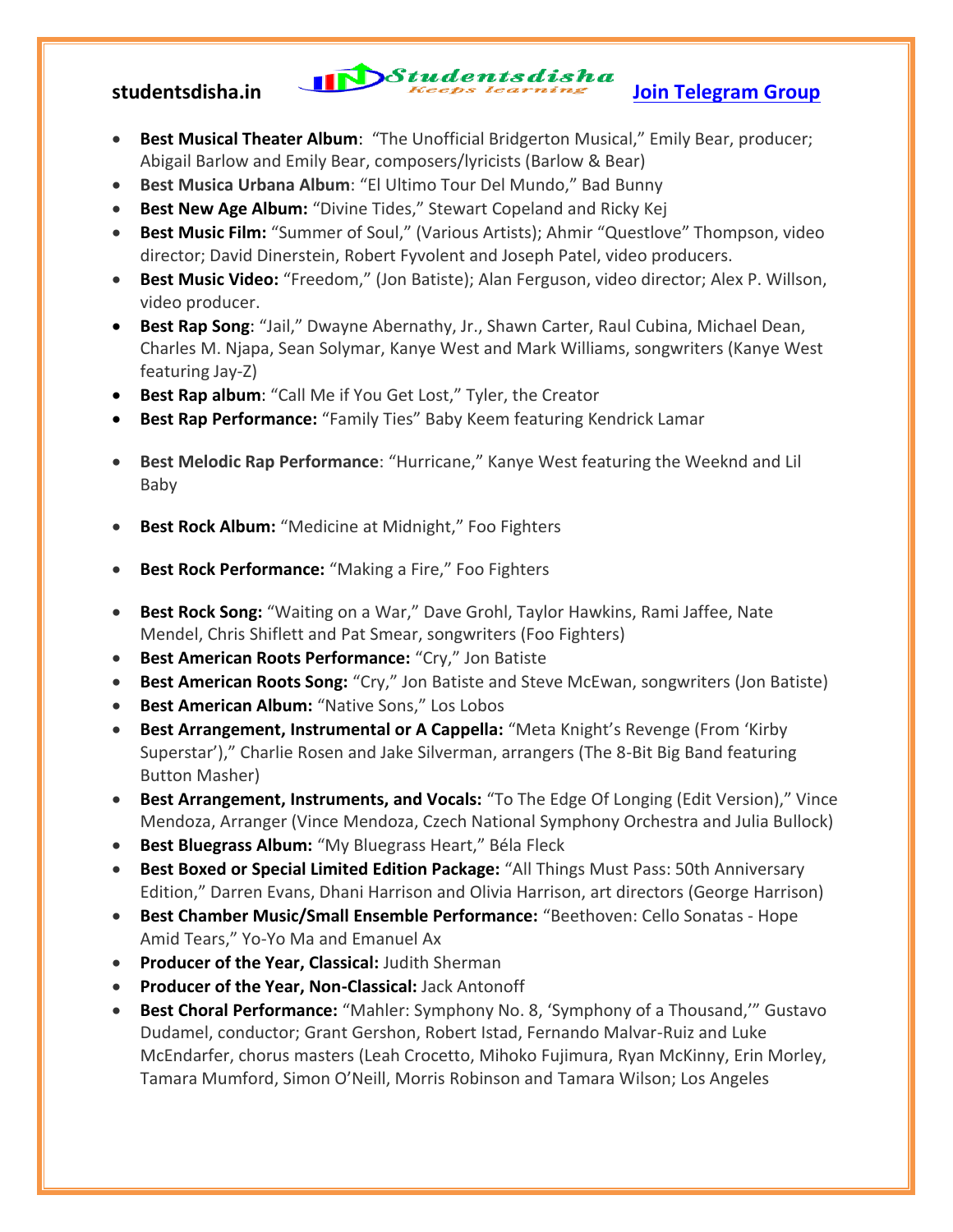- **Best Musical Theater Album**: "The Unofficial Bridgerton Musical," Emily Bear, producer; Abigail Barlow and Emily Bear, composers/lyricists (Barlow & Bear)
- **Best Musica Urbana Album**: "El Ultimo Tour Del Mundo," Bad Bunny
- **Best New Age Album:** "Divine Tides," Stewart Copeland and Ricky Kej
- **Best Music Film:** "Summer of Soul," (Various Artists); Ahmir "Questlove" Thompson, video director; David Dinerstein, Robert Fyvolent and Joseph Patel, video producers.
- **Best Music Video:** "Freedom," (Jon Batiste); Alan Ferguson, video director; Alex P. Willson, video producer.
- **Best Rap Song**: "Jail," Dwayne Abernathy, Jr., Shawn Carter, Raul Cubina, Michael Dean, Charles M. Njapa, Sean Solymar, Kanye West and Mark Williams, songwriters (Kanye West featuring Jay-Z)
- **Best Rap album**: "Call Me if You Get Lost," Tyler, the Creator
- **Best Rap Performance:** "Family Ties" Baby Keem featuring Kendrick Lamar
- **Best Melodic Rap Performance**: "Hurricane," Kanye West featuring the Weeknd and Lil Baby
- **Best Rock Album:** "Medicine at Midnight," Foo Fighters
- **Best Rock Performance:** "Making a Fire," Foo Fighters
- **Best Rock Song:** "Waiting on a War," Dave Grohl, Taylor Hawkins, Rami Jaffee, Nate Mendel, Chris Shiflett and Pat Smear, songwriters (Foo Fighters)
- **Best American Roots Performance:** "Cry," Jon Batiste
- **Best American Roots Song:** "Cry," Jon Batiste and Steve McEwan, songwriters (Jon Batiste)
- **Best American Album:** "Native Sons," Los Lobos
- **Best Arrangement, Instrumental or A Cappella:** "Meta Knight's Revenge (From 'Kirby Superstar')," Charlie Rosen and Jake Silverman, arrangers (The 8-Bit Big Band featuring Button Masher)
- **Best Arrangement, Instruments, and Vocals:** "To The Edge Of Longing (Edit Version)," Vince Mendoza, Arranger (Vince Mendoza, Czech National Symphony Orchestra and Julia Bullock)
- **Best Bluegrass Album:** "My Bluegrass Heart," Béla Fleck
- **Best Boxed or Special Limited Edition Package:** "All Things Must Pass: 50th Anniversary Edition," Darren Evans, Dhani Harrison and Olivia Harrison, art directors (George Harrison)
- **Best Chamber Music/Small Ensemble Performance:** "Beethoven: Cello Sonatas - Hope Amid Tears," Yo-Yo Ma and Emanuel Ax
- **Producer of the Year, Classical:** Judith Sherman
- **Producer of the Year, Non-Classical:** Jack Antonoff
- **Best Choral Performance:** "Mahler: Symphony No. 8, 'Symphony of a Thousand,'" Gustavo Dudamel, conductor; Grant Gershon, Robert Istad, Fernando Malvar-Ruiz and Luke McEndarfer, chorus masters (Leah Crocetto, Mihoko Fujimura, Ryan McKinny, Erin Morley, Tamara Mumford, Simon O'Neill, Morris Robinson and Tamara Wilson; Los Angeles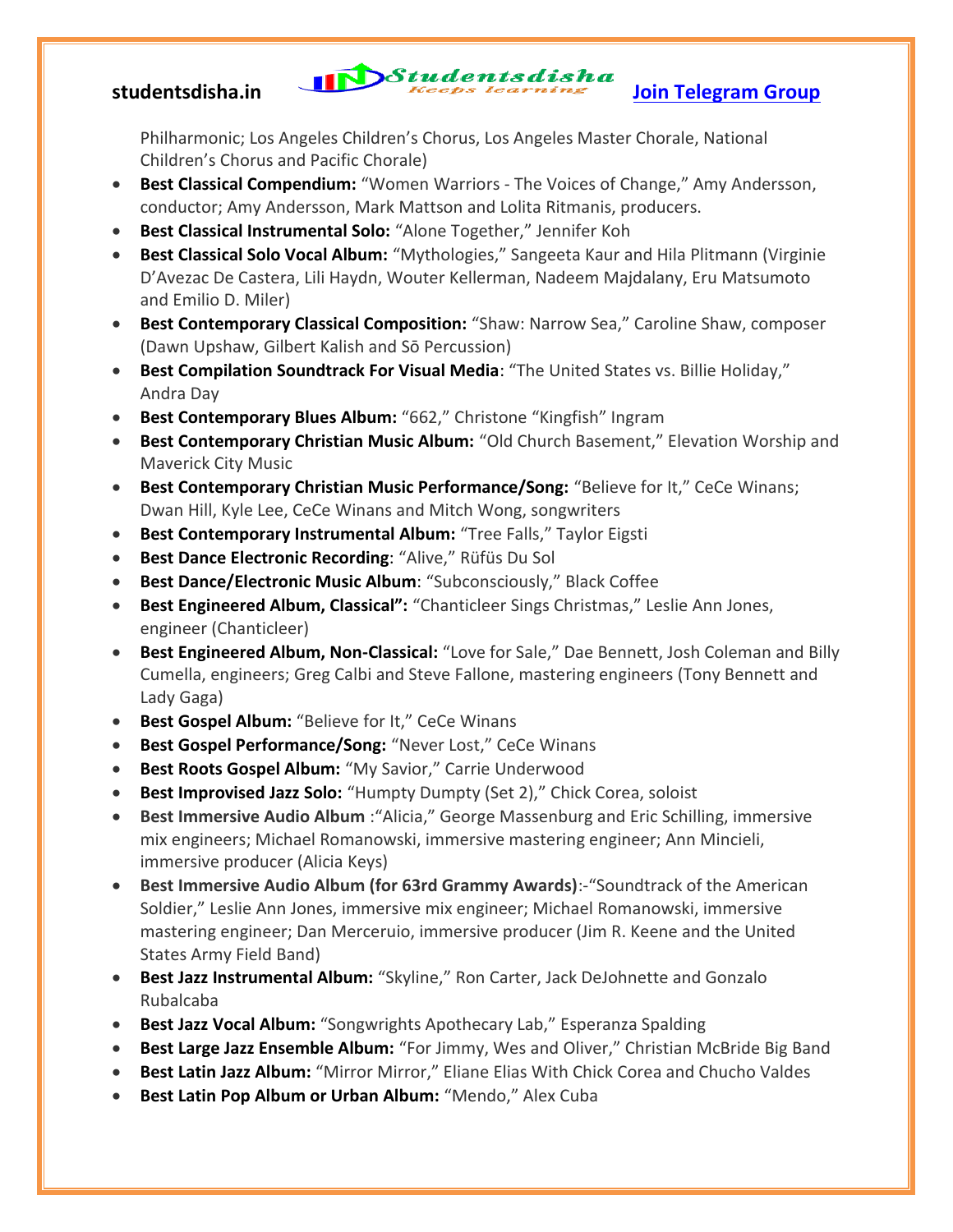Philharmonic; Los Angeles Children's Chorus, Los Angeles Master Chorale, National Children's Chorus and Pacific Chorale)

- **Best Classical Compendium:** "Women Warriors - The Voices of Change," Amy Andersson, conductor; Amy Andersson, Mark Mattson and Lolita Ritmanis, producers.
- **Best Classical Instrumental Solo:** "Alone Together," Jennifer Koh
- **Best Classical Solo Vocal Album:** "Mythologies," Sangeeta Kaur and Hila Plitmann (Virginie D'Avezac De Castera, Lili Haydn, Wouter Kellerman, Nadeem Majdalany, Eru Matsumoto and Emilio D. Miler)
- **Best Contemporary Classical Composition:** "Shaw: Narrow Sea," Caroline Shaw, composer (Dawn Upshaw, Gilbert Kalish and Sō Percussion)
- **Best Compilation Soundtrack For Visual Media**: "The United States vs. Billie Holiday," Andra Day
- **Best Contemporary Blues Album:** "662," Christone "Kingfish" Ingram
- **Best Contemporary Christian Music Album:** "Old Church Basement," Elevation Worship and Maverick City Music
- **Best Contemporary Christian Music Performance/Song:** "Believe for It," CeCe Winans; Dwan Hill, Kyle Lee, CeCe Winans and Mitch Wong, songwriters
- **Best Contemporary Instrumental Album:** "Tree Falls," Taylor Eigsti
- **Best Dance Electronic Recording**: "Alive," Rüfüs Du Sol
- **Best Dance/Electronic Music Album**: "Subconsciously," Black Coffee
- **Best Engineered Album, Classical":** "Chanticleer Sings Christmas," Leslie Ann Jones, engineer (Chanticleer)
- **Best Engineered Album, Non-Classical:** "Love for Sale," Dae Bennett, Josh Coleman and Billy Cumella, engineers; Greg Calbi and Steve Fallone, mastering engineers (Tony Bennett and Lady Gaga)
- **Best Gospel Album:** "Believe for It," CeCe Winans
- **Best Gospel Performance/Song:** "Never Lost," CeCe Winans
- **Best Roots Gospel Album:** "My Savior," Carrie Underwood
- **Best Improvised Jazz Solo:** "Humpty Dumpty (Set 2)," Chick Corea, soloist
- **Best Immersive Audio Album** :"Alicia," George Massenburg and Eric Schilling, immersive mix engineers; Michael Romanowski, immersive mastering engineer; Ann Mincieli, immersive producer (Alicia Keys)
- **Best Immersive Audio Album (for 63rd Grammy Awards)**:-"Soundtrack of the American Soldier," Leslie Ann Jones, immersive mix engineer; Michael Romanowski, immersive mastering engineer; Dan Merceruio, immersive producer (Jim R. Keene and the United States Army Field Band)
- **Best Jazz Instrumental Album:** "Skyline," Ron Carter, Jack DeJohnette and Gonzalo Rubalcaba
- **Best Jazz Vocal Album:** "Songwrights Apothecary Lab," Esperanza Spalding
- **Best Large Jazz Ensemble Album:** "For Jimmy, Wes and Oliver," Christian McBride Big Band
- **Best Latin Jazz Album:** "Mirror Mirror," Eliane Elias With Chick Corea and Chucho Valdes
- **Best Latin Pop Album or Urban Album:** "Mendo," Alex Cuba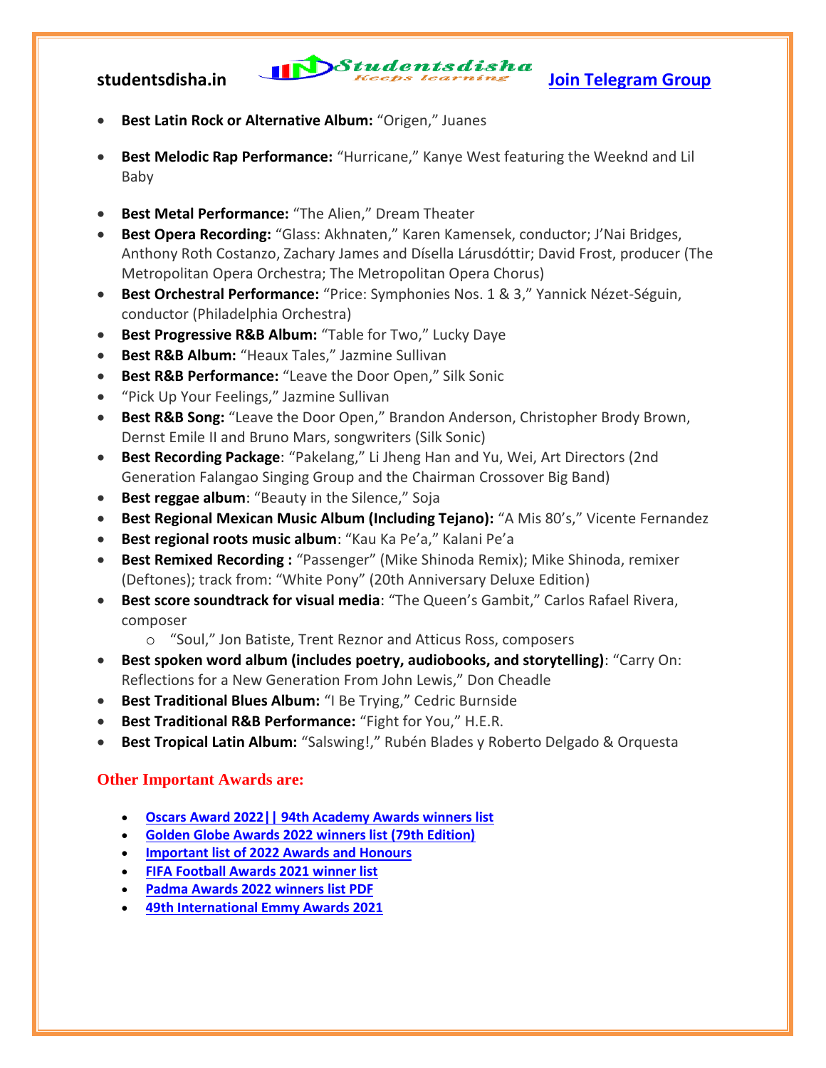- **Best Latin Rock or Alternative Album:** "Origen," Juanes
- **Best Melodic Rap Performance:** "Hurricane," Kanye West featuring the Weeknd and Lil Baby
- **Best Metal Performance:** "The Alien," Dream Theater
- **Best Opera Recording:** "Glass: Akhnaten," Karen Kamensek, conductor; J'Nai Bridges, Anthony Roth Costanzo, Zachary James and Dísella Lárusdóttir; David Frost, producer (The Metropolitan Opera Orchestra; The Metropolitan Opera Chorus)
- **Best Orchestral Performance:** "Price: Symphonies Nos. 1 & 3," Yannick Nézet-Séguin, conductor (Philadelphia Orchestra)
- **Best Progressive R&B Album:** "Table for Two," Lucky Daye
- **Best R&B Album:** "Heaux Tales," Jazmine Sullivan
- **Best R&B Performance:** "Leave the Door Open," Silk Sonic
- "Pick Up Your Feelings," Jazmine Sullivan
- **Best R&B Song:** "Leave the Door Open," Brandon Anderson, Christopher Brody Brown, Dernst Emile II and Bruno Mars, songwriters (Silk Sonic)
- **Best Recording Package**: "Pakelang," Li Jheng Han and Yu, Wei, Art Directors (2nd Generation Falangao Singing Group and the Chairman Crossover Big Band)
- **Best reggae album**: "Beauty in the Silence," Soja
- **Best Regional Mexican Music Album (Including Tejano):** "A Mis 80's," Vicente Fernandez
- **Best regional roots music album**: "Kau Ka Pe'a," Kalani Pe'a
- **Best Remixed Recording :** "Passenger" (Mike Shinoda Remix); Mike Shinoda, remixer (Deftones); track from: "White Pony" (20th Anniversary Deluxe Edition)
- **Best score soundtrack for visual media**: "The Queen's Gambit," Carlos Rafael Rivera, composer
  - "Soul," Jon Batiste, Trent Reznor and Atticus Ross, composers
- **Best spoken word album (includes poetry, audiobooks, and storytelling)**: "Carry On: Reflections for a New Generation From John Lewis," Don Cheadle
- **Best Traditional Blues Album:** "I Be Trying," Cedric Burnside
- **Best Traditional R&B Performance:** "Fight for You," H.E.R.
- **Best Tropical Latin Album:** "Salswing!," Rubén Blades y Roberto Delgado & Orquesta

## Other Important Awards are:

- Oscars Award 2022|| 94th Academy Awards winners list
- Golden Globe Awards 2022 winners list (79th Edition)
- Important list of 2022 Awards and Honours
- FIFA Football Awards 2021 winner list
- Padma Awards 2022 winners list PDF
- 49th International Emmy Awards 2021